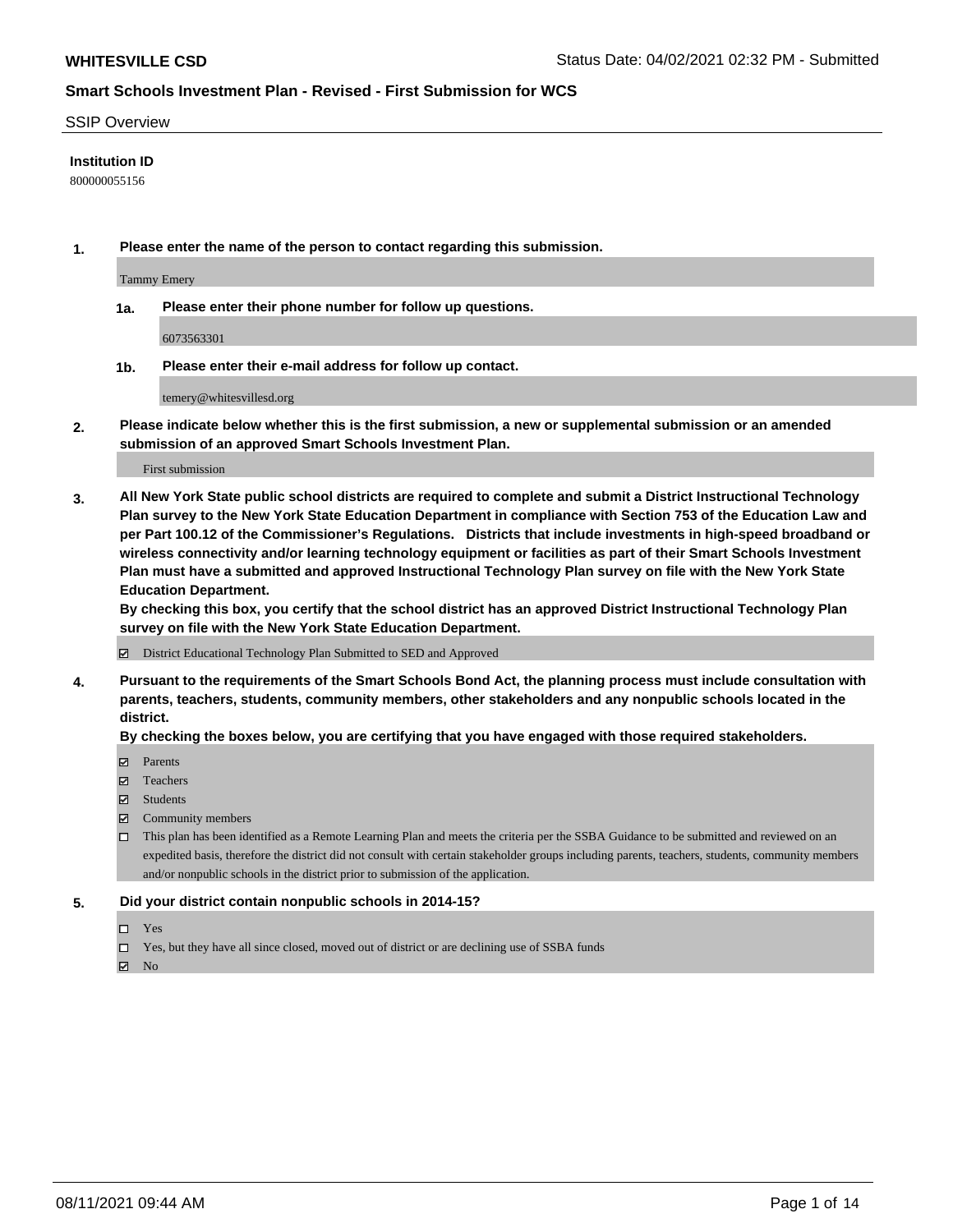**WHITESVILLE CSD**

Status Date: 04/02/2021 02:32 PM - Submitted

## Smart Schools Investment Plan - Revised - First Submission for WCS

SSIP Overview

**Institution ID**

800000055156

**1. Please enter the name of the person to contact regarding this submission.**

Tammy Emery

**1a. Please enter their phone number for follow up questions.**

6073563301

**1b. Please enter their e-mail address for follow up contact.**

temery@whitesvillesd.org

**2. Please indicate below whether this is the first submission, a new or supplemental submission or an amended submission of an approved Smart Schools Investment Plan.**

First submission

**3. All New York State public school districts are required to complete and submit a District Instructional Technology Plan survey to the New York State Education Department in compliance with Section 753 of the Education Law and per Part 100.12 of the Commissioner's Regulations. Districts that include investments in high-speed broadband or wireless connectivity and/or learning technology equipment or facilities as part of their Smart Schools Investment Plan must have a submitted and approved Instructional Technology Plan survey on file with the New York State Education Department.**

**By checking this box, you certify that the school district has an approved District Instructional Technology Plan survey on file with the New York State Education Department.**

☑ District Educational Technology Plan Submitted to SED and Approved

**4. Pursuant to the requirements of the Smart Schools Bond Act, the planning process must include consultation with parents, teachers, students, community members, other stakeholders and any nonpublic schools located in the district.**

**By checking the boxes below, you are certifying that you have engaged with those required stakeholders.**

☑ Parents

☑ Teachers

☑ Students

☑ Community members

☐ This plan has been identified as a Remote Learning Plan and meets the criteria per the SSBA Guidance to be submitted and reviewed on an expedited basis, therefore the district did not consult with certain stakeholder groups including parents, teachers, students, community members and/or nonpublic schools in the district prior to submission of the application.

**5. Did your district contain nonpublic schools in 2014-15?**

☐ Yes

☐ Yes, but they have all since closed, moved out of district or are declining use of SSBA funds

☑ No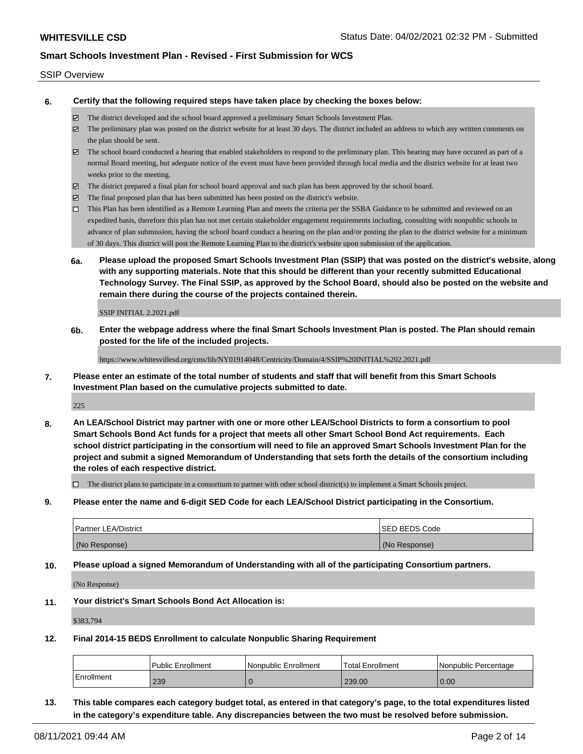SSIP Overview

**6. Certify that the following required steps have taken place by checking the boxes below:**

- ☑ The district developed and the school board approved a preliminary Smart Schools Investment Plan.
- ☑ The preliminary plan was posted on the district website for at least 30 days. The district included an address to which any written comments on the plan should be sent.
- ☑ The school board conducted a hearing that enabled stakeholders to respond to the preliminary plan. This hearing may have occured as part of a normal Board meeting, but adequate notice of the event must have been provided through local media and the district website for at least two weeks prior to the meeting.
- ☑ The district prepared a final plan for school board approval and such plan has been approved by the school board.
- ☑ The final proposed plan that has been submitted has been posted on the district's website.
- ☐ This Plan has been identified as a Remote Learning Plan and meets the criteria per the SSBA Guidance to be submitted and reviewed on an expedited basis, therefore this plan has not met certain stakeholder engagement requirements including, consulting with nonpublic schools in advance of plan submission, having the school board conduct a hearing on the plan and/or posting the plan to the district website for a minimum of 30 days. This district will post the Remote Learning Plan to the district's website upon submission of the application.

**6a. Please upload the proposed Smart Schools Investment Plan (SSIP) that was posted on the district's website, along with any supporting materials. Note that this should be different than your recently submitted Educational Technology Survey. The Final SSIP, as approved by the School Board, should also be posted on the website and remain there during the course of the projects contained therein.**

SSIP INITIAL 2.2021.pdf

**6b. Enter the webpage address where the final Smart Schools Investment Plan is posted. The Plan should remain posted for the life of the included projects.**

https://www.whitesvillesd.org/cms/lib/NY01914048/Centricity/Domain/4/SSIP%20INITIAL%202.2021.pdf

**7. Please enter an estimate of the total number of students and staff that will benefit from this Smart Schools Investment Plan based on the cumulative projects submitted to date.**

225

**8. An LEA/School District may partner with one or more other LEA/School Districts to form a consortium to pool Smart Schools Bond Act funds for a project that meets all other Smart School Bond Act requirements. Each school district participating in the consortium will need to file an approved Smart Schools Investment Plan for the project and submit a signed Memorandum of Understanding that sets forth the details of the consortium including the roles of each respective district.**

- ☐ The district plans to participate in a consortium to partner with other school district(s) to implement a Smart Schools project.

**9. Please enter the name and 6-digit SED Code for each LEA/School District participating in the Consortium.**

| Partner LEA/District | SED BEDS Code |
|---|---|
| (No Response) | (No Response) |

**10. Please upload a signed Memorandum of Understanding with all of the participating Consortium partners.**

(No Response)

**11. Your district's Smart Schools Bond Act Allocation is:**

$383,794

**12. Final 2014-15 BEDS Enrollment to calculate Nonpublic Sharing Requirement**

| | Public Enrollment | Nonpublic Enrollment | Total Enrollment | Nonpublic Percentage |
|---|---|---|---|---|
| Enrollment | 239 | 0 | 239.00 | 0.00 |

**13. This table compares each category budget total, as entered in that category's page, to the total expenditures listed in the category's expenditure table. Any discrepancies between the two must be resolved before submission.**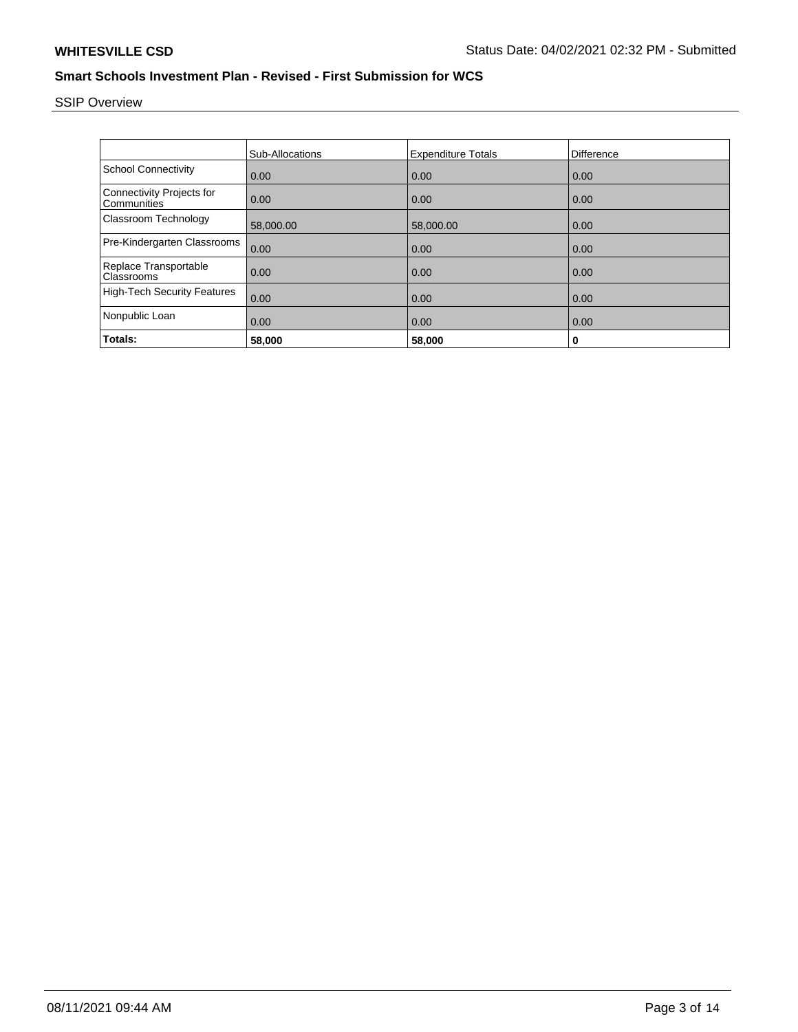SSIP Overview

| | Sub-Allocations | Expenditure Totals | Difference |
|---|---|---|---|
| School Connectivity | 0.00 | 0.00 | 0.00 |
| Connectivity Projects for Communities | 0.00 | 0.00 | 0.00 |
| Classroom Technology | 58,000.00 | 58,000.00 | 0.00 |
| Pre-Kindergarten Classrooms | 0.00 | 0.00 | 0.00 |
| Replace Transportable Classrooms | 0.00 | 0.00 | 0.00 |
| High-Tech Security Features | 0.00 | 0.00 | 0.00 |
| Nonpublic Loan | 0.00 | 0.00 | 0.00 |
| **Totals:** | **58,000** | **58,000** | **0** |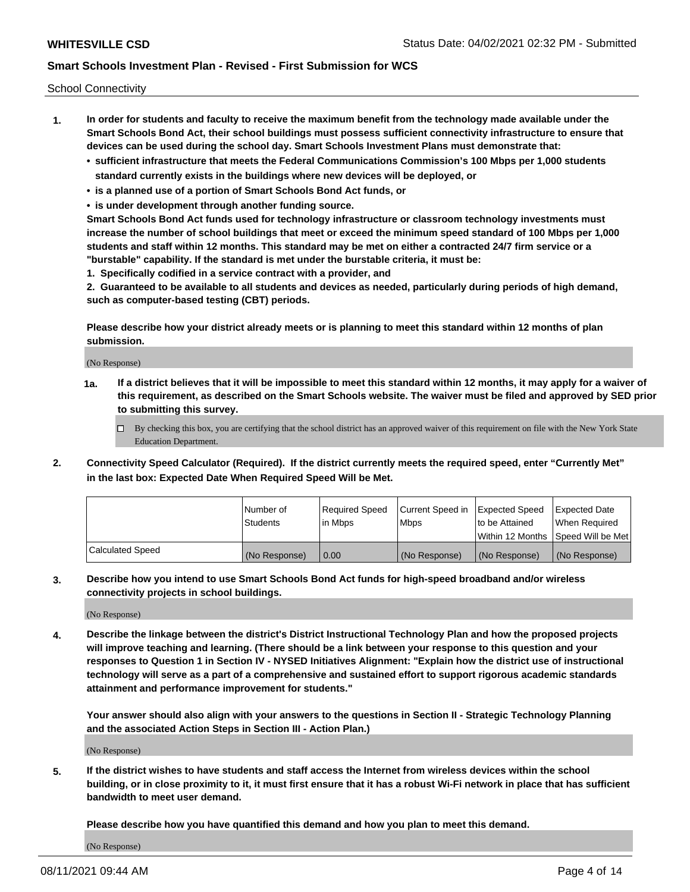School Connectivity

1. **In order for students and faculty to receive the maximum benefit from the technology made available under the Smart Schools Bond Act, their school buildings must possess sufficient connectivity infrastructure to ensure that devices can be used during the school day. Smart Schools Investment Plans must demonstrate that:**
   - **sufficient infrastructure that meets the Federal Communications Commission's 100 Mbps per 1,000 students standard currently exists in the buildings where new devices will be deployed, or**
   - **is a planned use of a portion of Smart Schools Bond Act funds, or**
   - **is under development through another funding source.**

   **Smart Schools Bond Act funds used for technology infrastructure or classroom technology investments must increase the number of school buildings that meet or exceed the minimum speed standard of 100 Mbps per 1,000 students and staff within 12 months. This standard may be met on either a contracted 24/7 firm service or a "burstable" capability. If the standard is met under the burstable criteria, it must be:**

   **1. Specifically codified in a service contract with a provider, and**

   **2. Guaranteed to be available to all students and devices as needed, particularly during periods of high demand, such as computer-based testing (CBT) periods.**

   **Please describe how your district already meets or is planning to meet this standard within 12 months of plan submission.**

   (No Response)

   **1a. If a district believes that it will be impossible to meet this standard within 12 months, it may apply for a waiver of this requirement, as described on the Smart Schools website. The waiver must be filed and approved by SED prior to submitting this survey.**

   ☐ By checking this box, you are certifying that the school district has an approved waiver of this requirement on file with the New York State Education Department.

2. **Connectivity Speed Calculator (Required). If the district currently meets the required speed, enter "Currently Met" in the last box: Expected Date When Required Speed Will be Met.**

|  | Number of Students | Required Speed in Mbps | Current Speed in Mbps | Expected Speed to be Attained Within 12 Months | Expected Date When Required Speed Will be Met |
|---|---|---|---|---|---|
| Calculated Speed | (No Response) | 0.00 | (No Response) | (No Response) | (No Response) |

3. **Describe how you intend to use Smart Schools Bond Act funds for high-speed broadband and/or wireless connectivity projects in school buildings.**

   (No Response)

4. **Describe the linkage between the district's District Instructional Technology Plan and how the proposed projects will improve teaching and learning. (There should be a link between your response to this question and your responses to Question 1 in Section IV - NYSED Initiatives Alignment: "Explain how the district use of instructional technology will serve as a part of a comprehensive and sustained effort to support rigorous academic standards attainment and performance improvement for students."**

   **Your answer should also align with your answers to the questions in Section II - Strategic Technology Planning and the associated Action Steps in Section III - Action Plan.)**

   (No Response)

5. **If the district wishes to have students and staff access the Internet from wireless devices within the school building, or in close proximity to it, it must first ensure that it has a robust Wi-Fi network in place that has sufficient bandwidth to meet user demand.**

   **Please describe how you have quantified this demand and how you plan to meet this demand.**

   (No Response)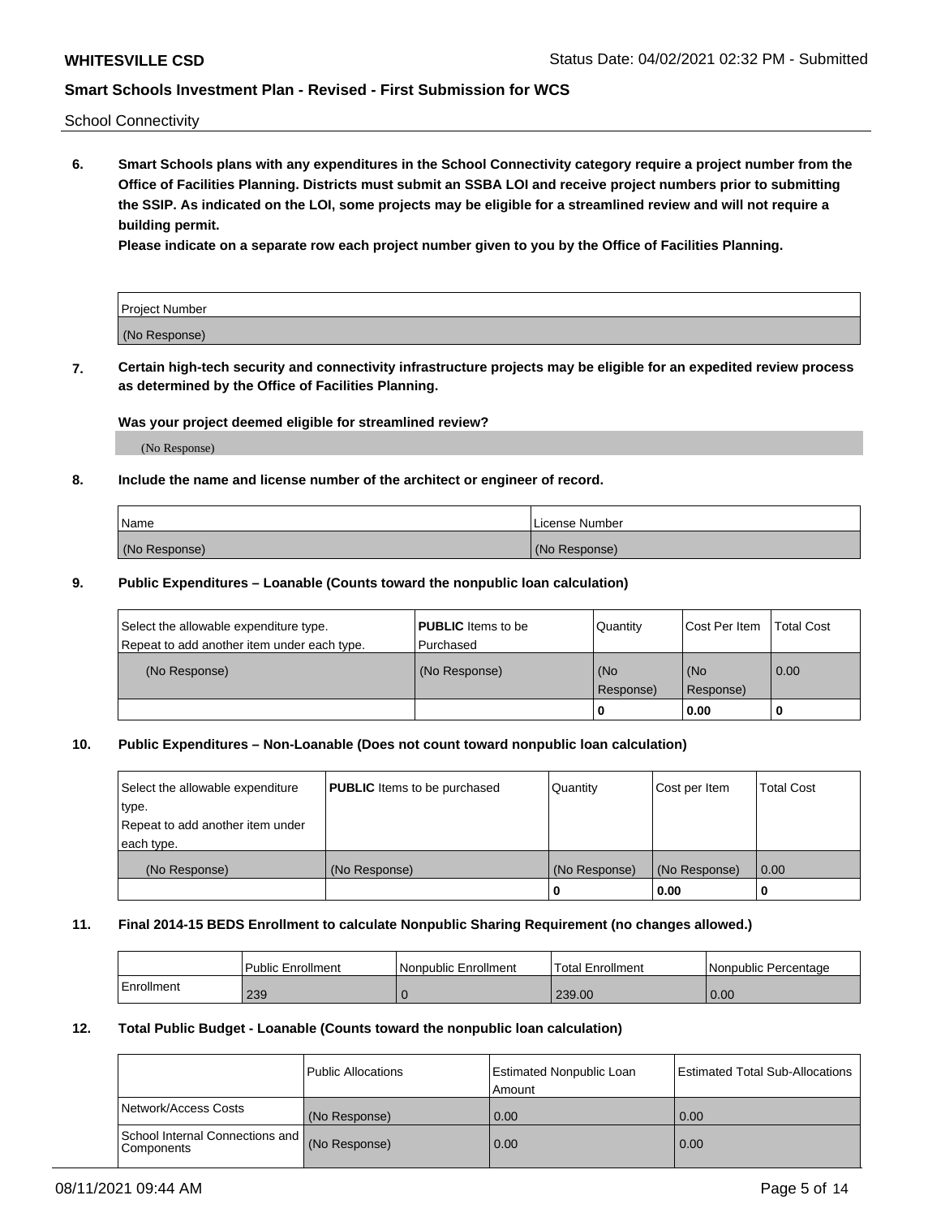School Connectivity

**6. Smart Schools plans with any expenditures in the School Connectivity category require a project number from the Office of Facilities Planning. Districts must submit an SSBA LOI and receive project numbers prior to submitting the SSIP. As indicated on the LOI, some projects may be eligible for a streamlined review and will not require a building permit.**

**Please indicate on a separate row each project number given to you by the Office of Facilities Planning.**

| Project Number |
| --- |
| (No Response) |

**7. Certain high-tech security and connectivity infrastructure projects may be eligible for an expedited review process as determined by the Office of Facilities Planning.**

**Was your project deemed eligible for streamlined review?**

(No Response)

**8. Include the name and license number of the architect or engineer of record.**

| Name | License Number |
| --- | --- |
| (No Response) | (No Response) |

**9. Public Expenditures – Loanable (Counts toward the nonpublic loan calculation)**

| Select the allowable expenditure type. Repeat to add another item under each type. | **PUBLIC** Items to be Purchased | Quantity | Cost Per Item | Total Cost |
| --- | --- | --- | --- | --- |
| (No Response) | (No Response) | (No Response) | (No Response) | 0.00 |
| | | 0 | 0.00 | 0 |

**10. Public Expenditures – Non-Loanable (Does not count toward nonpublic loan calculation)**

| Select the allowable expenditure type. Repeat to add another item under each type. | **PUBLIC** Items to be purchased | Quantity | Cost per Item | Total Cost |
| --- | --- | --- | --- | --- |
| (No Response) | (No Response) | (No Response) | (No Response) | 0.00 |
| | | 0 | 0.00 | 0 |

**11. Final 2014-15 BEDS Enrollment to calculate Nonpublic Sharing Requirement (no changes allowed.)**

| | Public Enrollment | Nonpublic Enrollment | Total Enrollment | Nonpublic Percentage |
| --- | --- | --- | --- | --- |
| Enrollment | 239 | 0 | 239.00 | 0.00 |

**12. Total Public Budget - Loanable (Counts toward the nonpublic loan calculation)**

| | Public Allocations | Estimated Nonpublic Loan Amount | Estimated Total Sub-Allocations |
| --- | --- | --- | --- |
| Network/Access Costs | (No Response) | 0.00 | 0.00 |
| School Internal Connections and Components | (No Response) | 0.00 | 0.00 |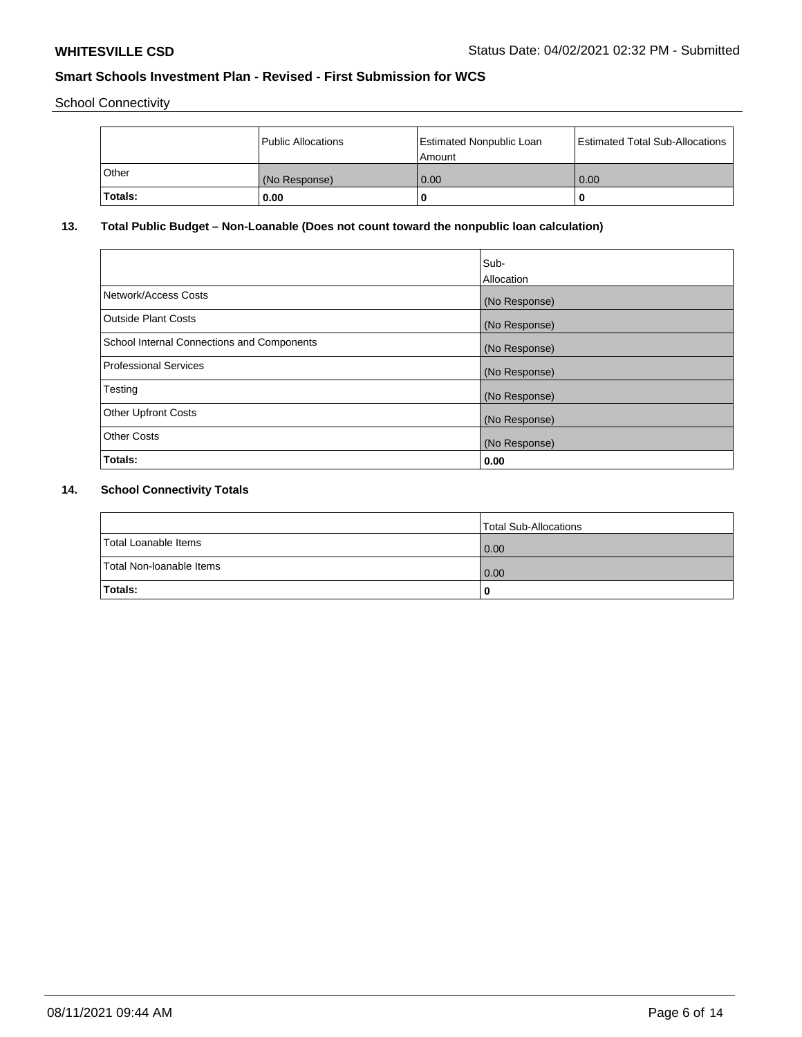School Connectivity

| | Public Allocations | Estimated Nonpublic Loan Amount | Estimated Total Sub-Allocations |
|---|---|---|---|
| Other | (No Response) | 0.00 | 0.00 |
| **Totals:** | **0.00** | **0** | **0** |

## 13. Total Public Budget – Non-Loanable (Does not count toward the nonpublic loan calculation)

| | Sub-Allocation |
|---|---|
| Network/Access Costs | (No Response) |
| Outside Plant Costs | (No Response) |
| School Internal Connections and Components | (No Response) |
| Professional Services | (No Response) |
| Testing | (No Response) |
| Other Upfront Costs | (No Response) |
| Other Costs | (No Response) |
| **Totals:** | **0.00** |

## 14. School Connectivity Totals

| | Total Sub-Allocations |
|---|---|
| Total Loanable Items | 0.00 |
| Total Non-loanable Items | 0.00 |
| **Totals:** | **0** |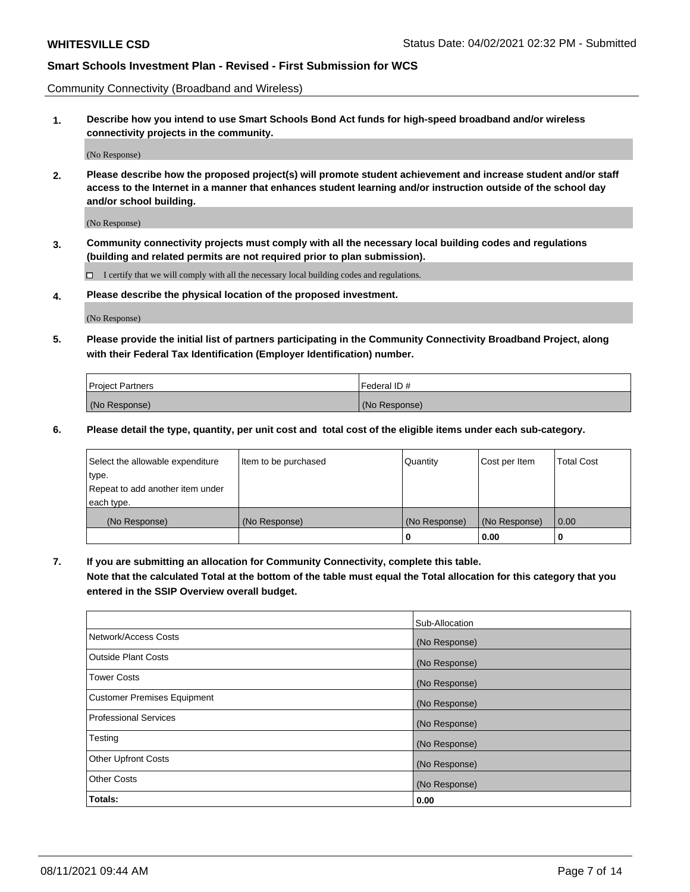Community Connectivity (Broadband and Wireless)

**1. Describe how you intend to use Smart Schools Bond Act funds for high-speed broadband and/or wireless connectivity projects in the community.**

(No Response)

**2. Please describe how the proposed project(s) will promote student achievement and increase student and/or staff access to the Internet in a manner that enhances student learning and/or instruction outside of the school day and/or school building.**

(No Response)

**3. Community connectivity projects must comply with all the necessary local building codes and regulations (building and related permits are not required prior to plan submission).**

☐ I certify that we will comply with all the necessary local building codes and regulations.

**4. Please describe the physical location of the proposed investment.**

(No Response)

**5. Please provide the initial list of partners participating in the Community Connectivity Broadband Project, along with their Federal Tax Identification (Employer Identification) number.**

| Project Partners | Federal ID # |
|---|---|
| (No Response) | (No Response) |

**6. Please detail the type, quantity, per unit cost and total cost of the eligible items under each sub-category.**

| Select the allowable expenditure type. Repeat to add another item under each type. | Item to be purchased | Quantity | Cost per Item | Total Cost |
|---|---|---|---|---|
| (No Response) | (No Response) | (No Response) | (No Response) | 0.00 |
| | | **0** | **0.00** | **0** |

**7. If you are submitting an allocation for Community Connectivity, complete this table. Note that the calculated Total at the bottom of the table must equal the Total allocation for this category that you entered in the SSIP Overview overall budget.**

| | Sub-Allocation |
|---|---|
| Network/Access Costs | (No Response) |
| Outside Plant Costs | (No Response) |
| Tower Costs | (No Response) |
| Customer Premises Equipment | (No Response) |
| Professional Services | (No Response) |
| Testing | (No Response) |
| Other Upfront Costs | (No Response) |
| Other Costs | (No Response) |
| **Totals:** | **0.00** |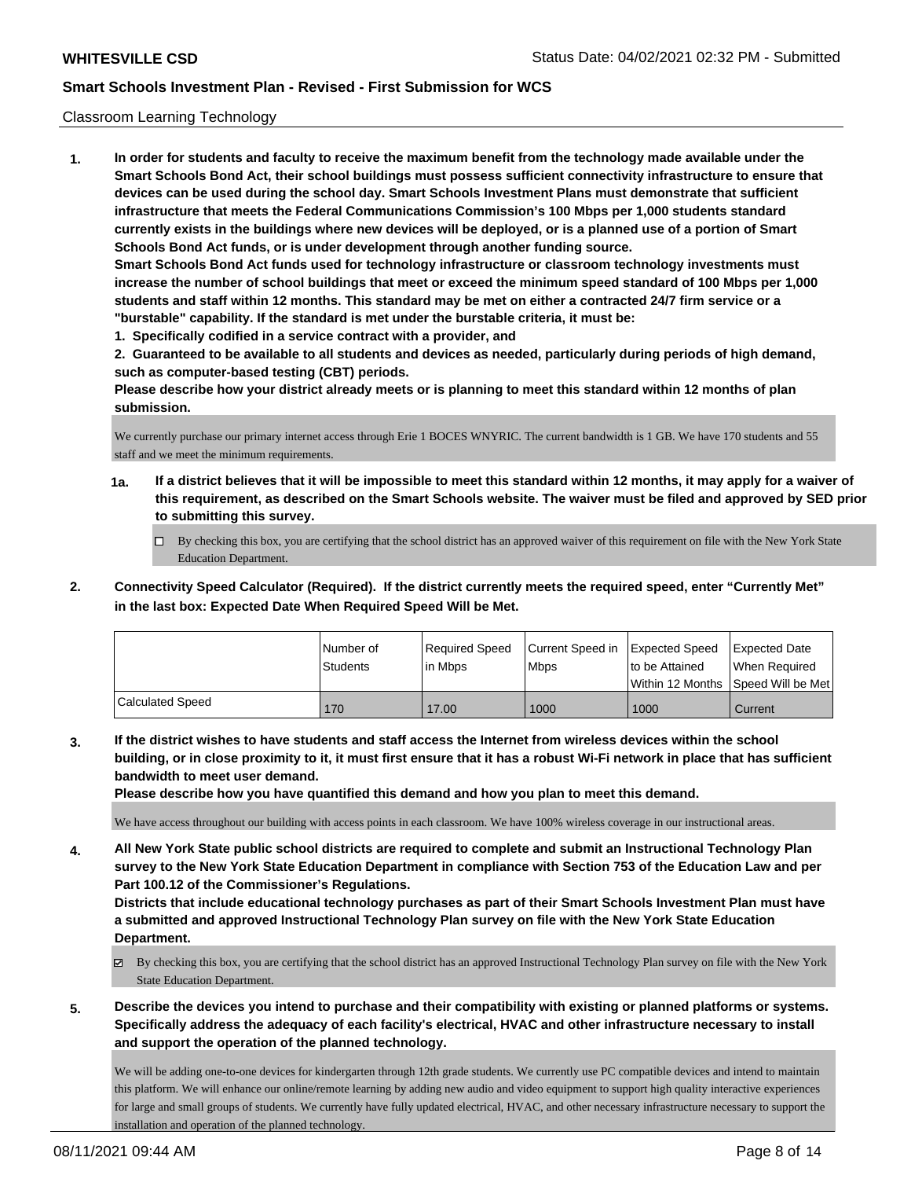Classroom Learning Technology

**1. In order for students and faculty to receive the maximum benefit from the technology made available under the Smart Schools Bond Act, their school buildings must possess sufficient connectivity infrastructure to ensure that devices can be used during the school day. Smart Schools Investment Plans must demonstrate that sufficient infrastructure that meets the Federal Communications Commission's 100 Mbps per 1,000 students standard currently exists in the buildings where new devices will be deployed, or is a planned use of a portion of Smart Schools Bond Act funds, or is under development through another funding source.**

**Smart Schools Bond Act funds used for technology infrastructure or classroom technology investments must increase the number of school buildings that meet or exceed the minimum speed standard of 100 Mbps per 1,000 students and staff within 12 months. This standard may be met on either a contracted 24/7 firm service or a "burstable" capability. If the standard is met under the burstable criteria, it must be:**

**1. Specifically codified in a service contract with a provider, and**

**2. Guaranteed to be available to all students and devices as needed, particularly during periods of high demand, such as computer-based testing (CBT) periods.**

**Please describe how your district already meets or is planning to meet this standard within 12 months of plan submission.**

We currently purchase our primary internet access through Erie 1 BOCES WNYRIC. The current bandwidth is 1 GB. We have 170 students and 55 staff and we meet the minimum requirements.

**1a. If a district believes that it will be impossible to meet this standard within 12 months, it may apply for a waiver of this requirement, as described on the Smart Schools website. The waiver must be filed and approved by SED prior to submitting this survey.**

☐ By checking this box, you are certifying that the school district has an approved waiver of this requirement on file with the New York State Education Department.

**2. Connectivity Speed Calculator (Required). If the district currently meets the required speed, enter "Currently Met" in the last box: Expected Date When Required Speed Will be Met.**

| | Number of Students | Required Speed in Mbps | Current Speed in Mbps | Expected Speed to be Attained Within 12 Months | Expected Date When Required Speed Will be Met |
|---|---|---|---|---|---|
| Calculated Speed | 170 | 17.00 | 1000 | 1000 | Current |

**3. If the district wishes to have students and staff access the Internet from wireless devices within the school building, or in close proximity to it, it must first ensure that it has a robust Wi-Fi network in place that has sufficient bandwidth to meet user demand.**

**Please describe how you have quantified this demand and how you plan to meet this demand.**

We have access throughout our building with access points in each classroom. We have 100% wireless coverage in our instructional areas.

**4. All New York State public school districts are required to complete and submit an Instructional Technology Plan survey to the New York State Education Department in compliance with Section 753 of the Education Law and per Part 100.12 of the Commissioner's Regulations.**

**Districts that include educational technology purchases as part of their Smart Schools Investment Plan must have a submitted and approved Instructional Technology Plan survey on file with the New York State Education Department.**

☑ By checking this box, you are certifying that the school district has an approved Instructional Technology Plan survey on file with the New York State Education Department.

**5. Describe the devices you intend to purchase and their compatibility with existing or planned platforms or systems. Specifically address the adequacy of each facility's electrical, HVAC and other infrastructure necessary to install and support the operation of the planned technology.**

We will be adding one-to-one devices for kindergarten through 12th grade students. We currently use PC compatible devices and intend to maintain this platform. We will enhance our online/remote learning by adding new audio and video equipment to support high quality interactive experiences for large and small groups of students. We currently have fully updated electrical, HVAC, and other necessary infrastructure necessary to support the installation and operation of the planned technology.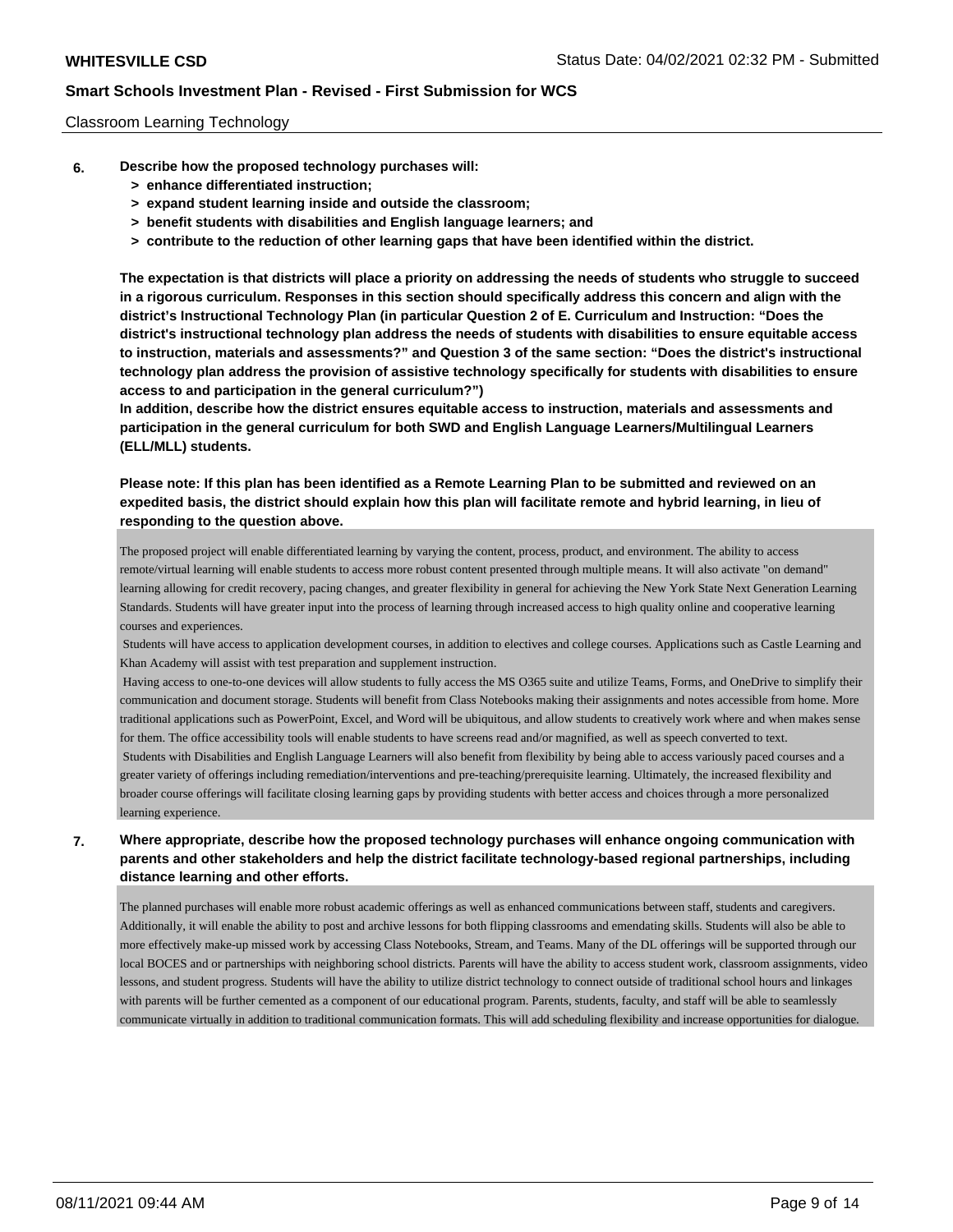Classroom Learning Technology

**6. Describe how the proposed technology purchases will:**

- **> enhance differentiated instruction;**
- **> expand student learning inside and outside the classroom;**
- **> benefit students with disabilities and English language learners; and**
- **> contribute to the reduction of other learning gaps that have been identified within the district.**

**The expectation is that districts will place a priority on addressing the needs of students who struggle to succeed in a rigorous curriculum. Responses in this section should specifically address this concern and align with the district's Instructional Technology Plan (in particular Question 2 of E. Curriculum and Instruction: "Does the district's instructional technology plan address the needs of students with disabilities to ensure equitable access to instruction, materials and assessments?" and Question 3 of the same section: "Does the district's instructional technology plan address the provision of assistive technology specifically for students with disabilities to ensure access to and participation in the general curriculum?")**

**In addition, describe how the district ensures equitable access to instruction, materials and assessments and participation in the general curriculum for both SWD and English Language Learners/Multilingual Learners (ELL/MLL) students.**

**Please note: If this plan has been identified as a Remote Learning Plan to be submitted and reviewed on an expedited basis, the district should explain how this plan will facilitate remote and hybrid learning, in lieu of responding to the question above.**

The proposed project will enable differentiated learning by varying the content, process, product, and environment. The ability to access remote/virtual learning will enable students to access more robust content presented through multiple means. It will also activate "on demand" learning allowing for credit recovery, pacing changes, and greater flexibility in general for achieving the New York State Next Generation Learning Standards. Students will have greater input into the process of learning through increased access to high quality online and cooperative learning courses and experiences.

Students will have access to application development courses, in addition to electives and college courses. Applications such as Castle Learning and Khan Academy will assist with test preparation and supplement instruction.

Having access to one-to-one devices will allow students to fully access the MS O365 suite and utilize Teams, Forms, and OneDrive to simplify their communication and document storage. Students will benefit from Class Notebooks making their assignments and notes accessible from home. More traditional applications such as PowerPoint, Excel, and Word will be ubiquitous, and allow students to creatively work where and when makes sense for them. The office accessibility tools will enable students to have screens read and/or magnified, as well as speech converted to text.

Students with Disabilities and English Language Learners will also benefit from flexibility by being able to access variously paced courses and a greater variety of offerings including remediation/interventions and pre-teaching/prerequisite learning. Ultimately, the increased flexibility and broader course offerings will facilitate closing learning gaps by providing students with better access and choices through a more personalized learning experience.

**7. Where appropriate, describe how the proposed technology purchases will enhance ongoing communication with parents and other stakeholders and help the district facilitate technology-based regional partnerships, including distance learning and other efforts.**

The planned purchases will enable more robust academic offerings as well as enhanced communications between staff, students and caregivers. Additionally, it will enable the ability to post and archive lessons for both flipping classrooms and emendating skills. Students will also be able to more effectively make-up missed work by accessing Class Notebooks, Stream, and Teams. Many of the DL offerings will be supported through our local BOCES and or partnerships with neighboring school districts. Parents will have the ability to access student work, classroom assignments, video lessons, and student progress. Students will have the ability to utilize district technology to connect outside of traditional school hours and linkages with parents will be further cemented as a component of our educational program. Parents, students, faculty, and staff will be able to seamlessly communicate virtually in addition to traditional communication formats. This will add scheduling flexibility and increase opportunities for dialogue.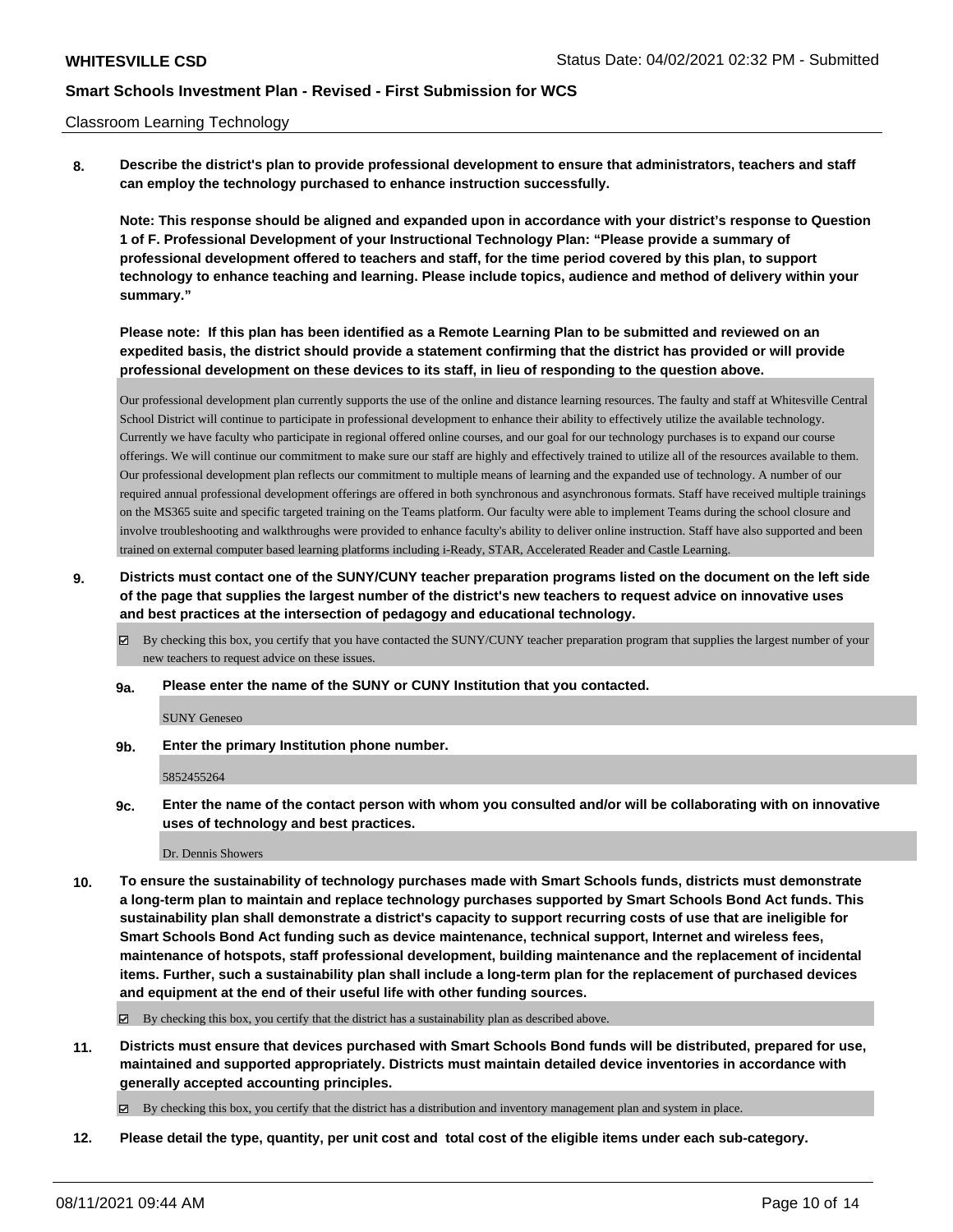Classroom Learning Technology

**8. Describe the district's plan to provide professional development to ensure that administrators, teachers and staff can employ the technology purchased to enhance instruction successfully.**

**Note: This response should be aligned and expanded upon in accordance with your district's response to Question 1 of F. Professional Development of your Instructional Technology Plan: "Please provide a summary of professional development offered to teachers and staff, for the time period covered by this plan, to support technology to enhance teaching and learning. Please include topics, audience and method of delivery within your summary."**

**Please note: If this plan has been identified as a Remote Learning Plan to be submitted and reviewed on an expedited basis, the district should provide a statement confirming that the district has provided or will provide professional development on these devices to its staff, in lieu of responding to the question above.**

Our professional development plan currently supports the use of the online and distance learning resources. The faulty and staff at Whitesville Central School District will continue to participate in professional development to enhance their ability to effectively utilize the available technology. Currently we have faculty who participate in regional offered online courses, and our goal for our technology purchases is to expand our course offerings. We will continue our commitment to make sure our staff are highly and effectively trained to utilize all of the resources available to them. Our professional development plan reflects our commitment to multiple means of learning and the expanded use of technology. A number of our required annual professional development offerings are offered in both synchronous and asynchronous formats. Staff have received multiple trainings on the MS365 suite and specific targeted training on the Teams platform. Our faculty were able to implement Teams during the school closure and involve troubleshooting and walkthroughs were provided to enhance faculty's ability to deliver online instruction. Staff have also supported and been trained on external computer based learning platforms including i-Ready, STAR, Accelerated Reader and Castle Learning.

**9. Districts must contact one of the SUNY/CUNY teacher preparation programs listed on the document on the left side of the page that supplies the largest number of the district's new teachers to request advice on innovative uses and best practices at the intersection of pedagogy and educational technology.**

☑ By checking this box, you certify that you have contacted the SUNY/CUNY teacher preparation program that supplies the largest number of your new teachers to request advice on these issues.

**9a. Please enter the name of the SUNY or CUNY Institution that you contacted.**

SUNY Geneseo

**9b. Enter the primary Institution phone number.**

5852455264

**9c. Enter the name of the contact person with whom you consulted and/or will be collaborating with on innovative uses of technology and best practices.**

Dr. Dennis Showers

**10. To ensure the sustainability of technology purchases made with Smart Schools funds, districts must demonstrate a long-term plan to maintain and replace technology purchases supported by Smart Schools Bond Act funds. This sustainability plan shall demonstrate a district's capacity to support recurring costs of use that are ineligible for Smart Schools Bond Act funding such as device maintenance, technical support, Internet and wireless fees, maintenance of hotspots, staff professional development, building maintenance and the replacement of incidental items. Further, such a sustainability plan shall include a long-term plan for the replacement of purchased devices and equipment at the end of their useful life with other funding sources.**

☑ By checking this box, you certify that the district has a sustainability plan as described above.

**11. Districts must ensure that devices purchased with Smart Schools Bond funds will be distributed, prepared for use, maintained and supported appropriately. Districts must maintain detailed device inventories in accordance with generally accepted accounting principles.**

☑ By checking this box, you certify that the district has a distribution and inventory management plan and system in place.

**12. Please detail the type, quantity, per unit cost and total cost of the eligible items under each sub-category.**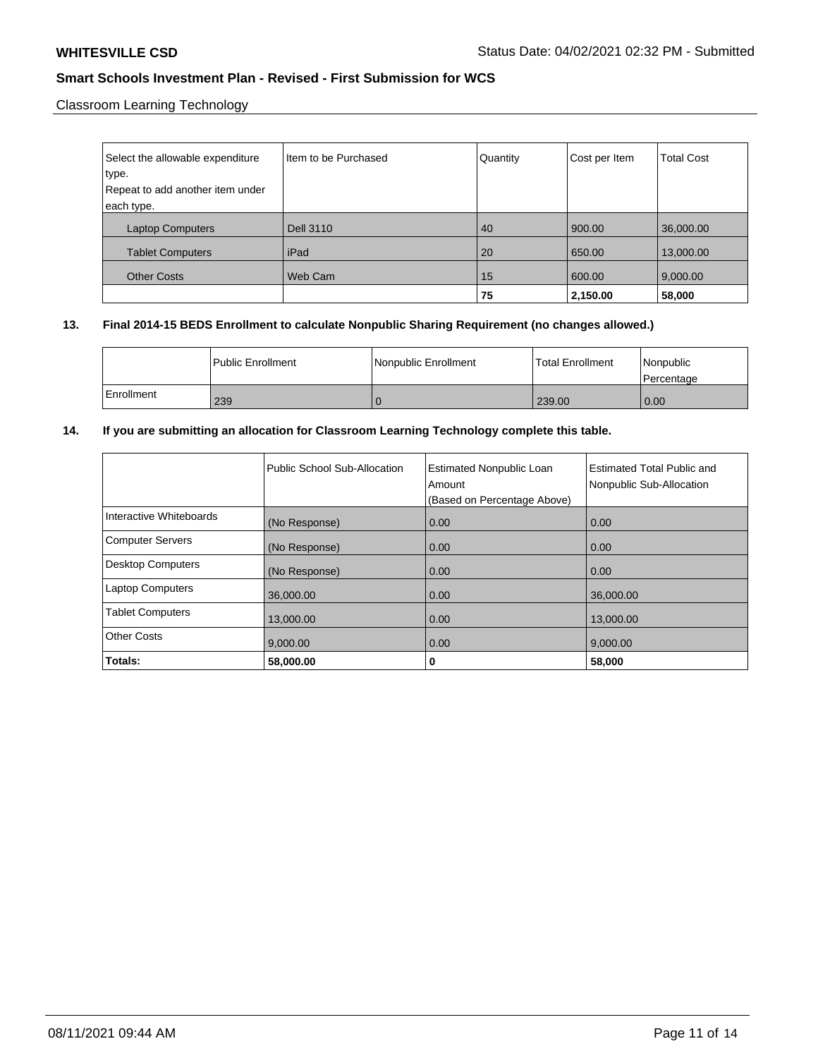Classroom Learning Technology

| Select the allowable expenditure type. Repeat to add another item under each type. | Item to be Purchased | Quantity | Cost per Item | Total Cost |
|---|---|---|---|---|
| Laptop Computers | Dell 3110 | 40 | 900.00 | 36,000.00 |
| Tablet Computers | iPad | 20 | 650.00 | 13,000.00 |
| Other Costs | Web Cam | 15 | 600.00 | 9,000.00 |
| | | **75** | **2,150.00** | **58,000** |

**13. Final 2014-15 BEDS Enrollment to calculate Nonpublic Sharing Requirement (no changes allowed.)**

| | Public Enrollment | Nonpublic Enrollment | Total Enrollment | Nonpublic Percentage |
|---|---|---|---|---|
| Enrollment | 239 | 0 | 239.00 | 0.00 |

**14. If you are submitting an allocation for Classroom Learning Technology complete this table.**

| | Public School Sub-Allocation | Estimated Nonpublic Loan Amount (Based on Percentage Above) | Estimated Total Public and Nonpublic Sub-Allocation |
|---|---|---|---|
| Interactive Whiteboards | (No Response) | 0.00 | 0.00 |
| Computer Servers | (No Response) | 0.00 | 0.00 |
| Desktop Computers | (No Response) | 0.00 | 0.00 |
| Laptop Computers | 36,000.00 | 0.00 | 36,000.00 |
| Tablet Computers | 13,000.00 | 0.00 | 13,000.00 |
| Other Costs | 9,000.00 | 0.00 | 9,000.00 |
| **Totals:** | **58,000.00** | **0** | **58,000** |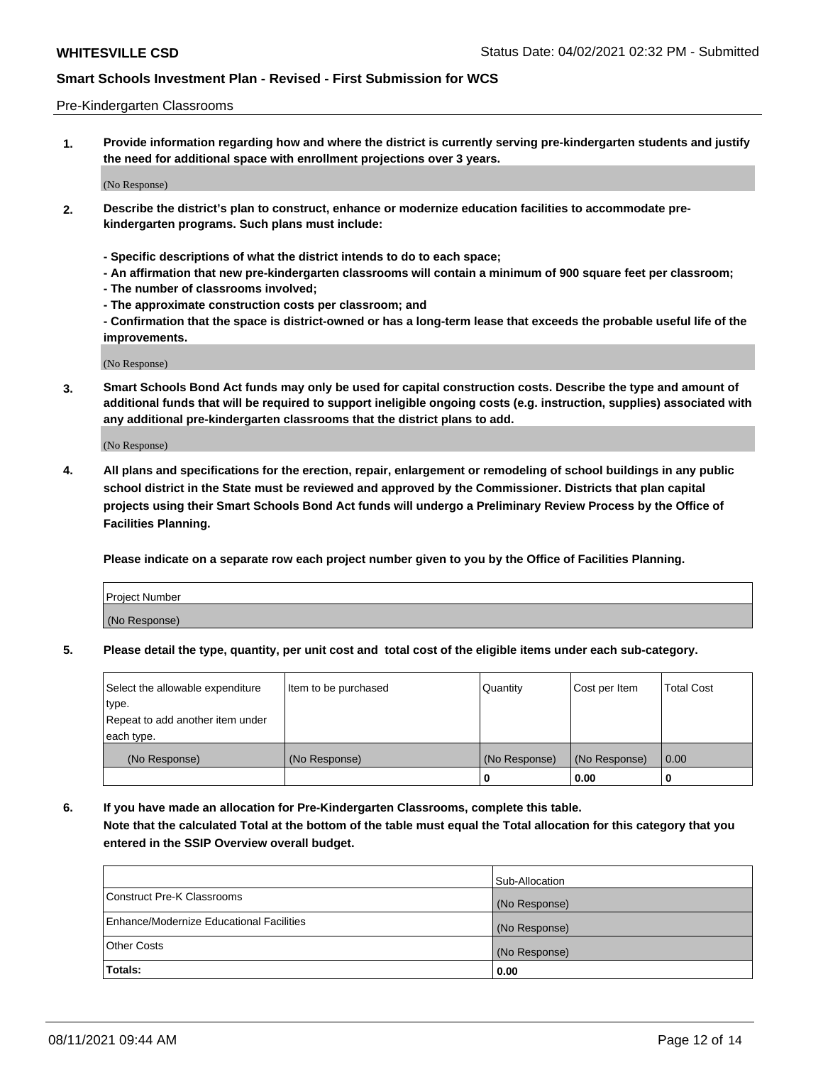Pre-Kindergarten Classrooms

**1. Provide information regarding how and where the district is currently serving pre-kindergarten students and justify the need for additional space with enrollment projections over 3 years.**

(No Response)

**2. Describe the district's plan to construct, enhance or modernize education facilities to accommodate pre-kindergarten programs. Such plans must include:**

**- Specific descriptions of what the district intends to do to each space;**
**- An affirmation that new pre-kindergarten classrooms will contain a minimum of 900 square feet per classroom;**
**- The number of classrooms involved;**
**- The approximate construction costs per classroom; and**
**- Confirmation that the space is district-owned or has a long-term lease that exceeds the probable useful life of the improvements.**

(No Response)

**3. Smart Schools Bond Act funds may only be used for capital construction costs. Describe the type and amount of additional funds that will be required to support ineligible ongoing costs (e.g. instruction, supplies) associated with any additional pre-kindergarten classrooms that the district plans to add.**

(No Response)

**4. All plans and specifications for the erection, repair, enlargement or remodeling of school buildings in any public school district in the State must be reviewed and approved by the Commissioner. Districts that plan capital projects using their Smart Schools Bond Act funds will undergo a Preliminary Review Process by the Office of Facilities Planning.**

**Please indicate on a separate row each project number given to you by the Office of Facilities Planning.**

| Project Number |
|---|
| (No Response) |

**5. Please detail the type, quantity, per unit cost and total cost of the eligible items under each sub-category.**

| Select the allowable expenditure type. Repeat to add another item under each type. | Item to be purchased | Quantity | Cost per Item | Total Cost |
|---|---|---|---|---|
| (No Response) | (No Response) | (No Response) | (No Response) | 0.00 |
| | | 0 | 0.00 | 0 |

**6. If you have made an allocation for Pre-Kindergarten Classrooms, complete this table.**
**Note that the calculated Total at the bottom of the table must equal the Total allocation for this category that you entered in the SSIP Overview overall budget.**

| | Sub-Allocation |
|---|---|
| Construct Pre-K Classrooms | (No Response) |
| Enhance/Modernize Educational Facilities | (No Response) |
| Other Costs | (No Response) |
| **Totals:** | **0.00** |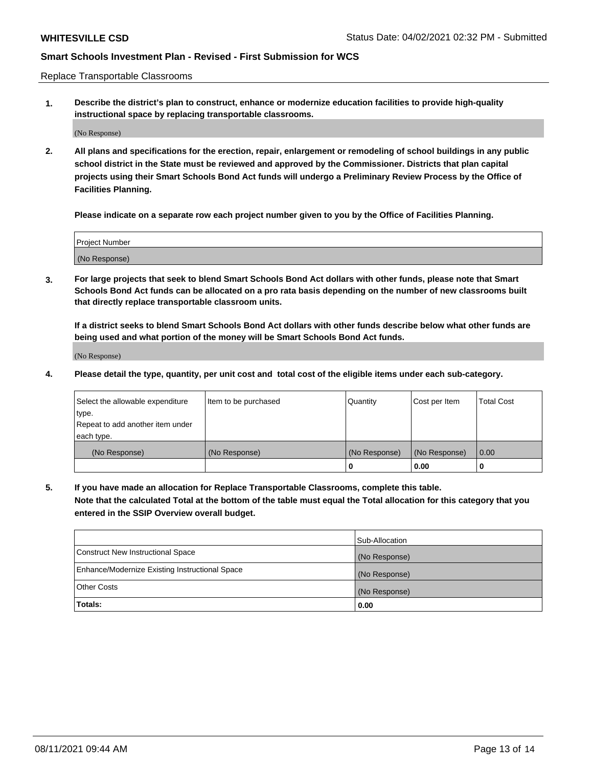Replace Transportable Classrooms

**1. Describe the district's plan to construct, enhance or modernize education facilities to provide high-quality instructional space by replacing transportable classrooms.**

(No Response)

**2. All plans and specifications for the erection, repair, enlargement or remodeling of school buildings in any public school district in the State must be reviewed and approved by the Commissioner. Districts that plan capital projects using their Smart Schools Bond Act funds will undergo a Preliminary Review Process by the Office of Facilities Planning.**

**Please indicate on a separate row each project number given to you by the Office of Facilities Planning.**

| Project Number |
| --- |
| (No Response) |

**3. For large projects that seek to blend Smart Schools Bond Act dollars with other funds, please note that Smart Schools Bond Act funds can be allocated on a pro rata basis depending on the number of new classrooms built that directly replace transportable classroom units.**

**If a district seeks to blend Smart Schools Bond Act dollars with other funds describe below what other funds are being used and what portion of the money will be Smart Schools Bond Act funds.**

(No Response)

**4. Please detail the type, quantity, per unit cost and total cost of the eligible items under each sub-category.**

| Select the allowable expenditure type. Repeat to add another item under each type. | Item to be purchased | Quantity | Cost per Item | Total Cost |
| --- | --- | --- | --- | --- |
| (No Response) | (No Response) | (No Response) | (No Response) | 0.00 |
| | | 0 | 0.00 | 0 |

**5. If you have made an allocation for Replace Transportable Classrooms, complete this table. Note that the calculated Total at the bottom of the table must equal the Total allocation for this category that you entered in the SSIP Overview overall budget.**

| | Sub-Allocation |
| --- | --- |
| Construct New Instructional Space | (No Response) |
| Enhance/Modernize Existing Instructional Space | (No Response) |
| Other Costs | (No Response) |
| **Totals:** | **0.00** |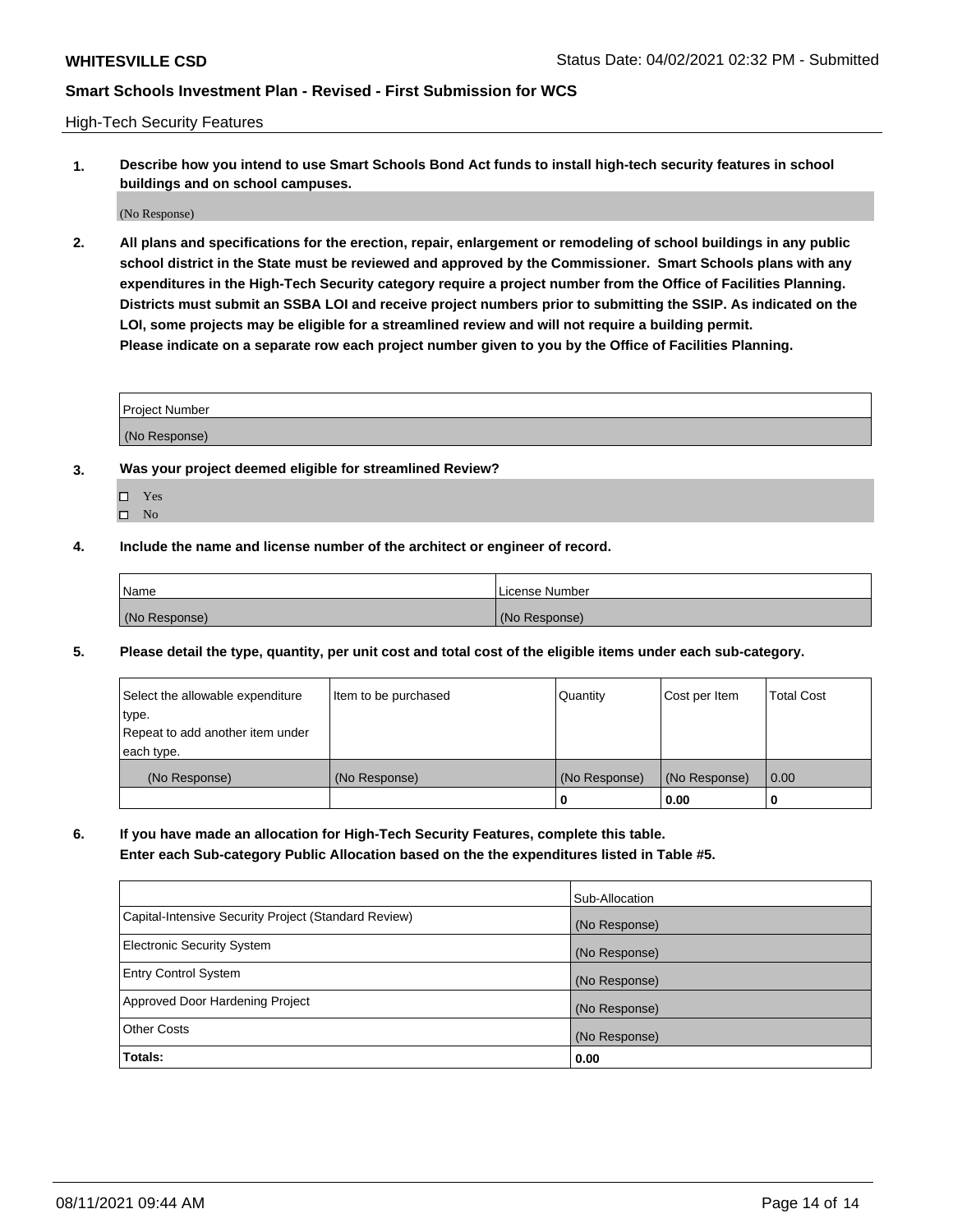## High-Tech Security Features

**1. Describe how you intend to use Smart Schools Bond Act funds to install high-tech security features in school buildings and on school campuses.**

(No Response)

**2. All plans and specifications for the erection, repair, enlargement or remodeling of school buildings in any public school district in the State must be reviewed and approved by the Commissioner. Smart Schools plans with any expenditures in the High-Tech Security category require a project number from the Office of Facilities Planning. Districts must submit an SSBA LOI and receive project numbers prior to submitting the SSIP. As indicated on the LOI, some projects may be eligible for a streamlined review and will not require a building permit.**
**Please indicate on a separate row each project number given to you by the Office of Facilities Planning.**

| Project Number |
| --- |
| (No Response) |

**3. Was your project deemed eligible for streamlined Review?**

- ☐ Yes
- ☐ No

**4. Include the name and license number of the architect or engineer of record.**

| Name | License Number |
| --- | --- |
| (No Response) | (No Response) |

**5. Please detail the type, quantity, per unit cost and total cost of the eligible items under each sub-category.**

| Select the allowable expenditure type. Repeat to add another item under each type. | Item to be purchased | Quantity | Cost per Item | Total Cost |
| --- | --- | --- | --- | --- |
| (No Response) | (No Response) | (No Response) | (No Response) | 0.00 |
| | | 0 | 0.00 | 0 |

**6. If you have made an allocation for High-Tech Security Features, complete this table.**
**Enter each Sub-category Public Allocation based on the the expenditures listed in Table #5.**

| | Sub-Allocation |
| --- | --- |
| Capital-Intensive Security Project (Standard Review) | (No Response) |
| Electronic Security System | (No Response) |
| Entry Control System | (No Response) |
| Approved Door Hardening Project | (No Response) |
| Other Costs | (No Response) |
| **Totals:** | **0.00** |